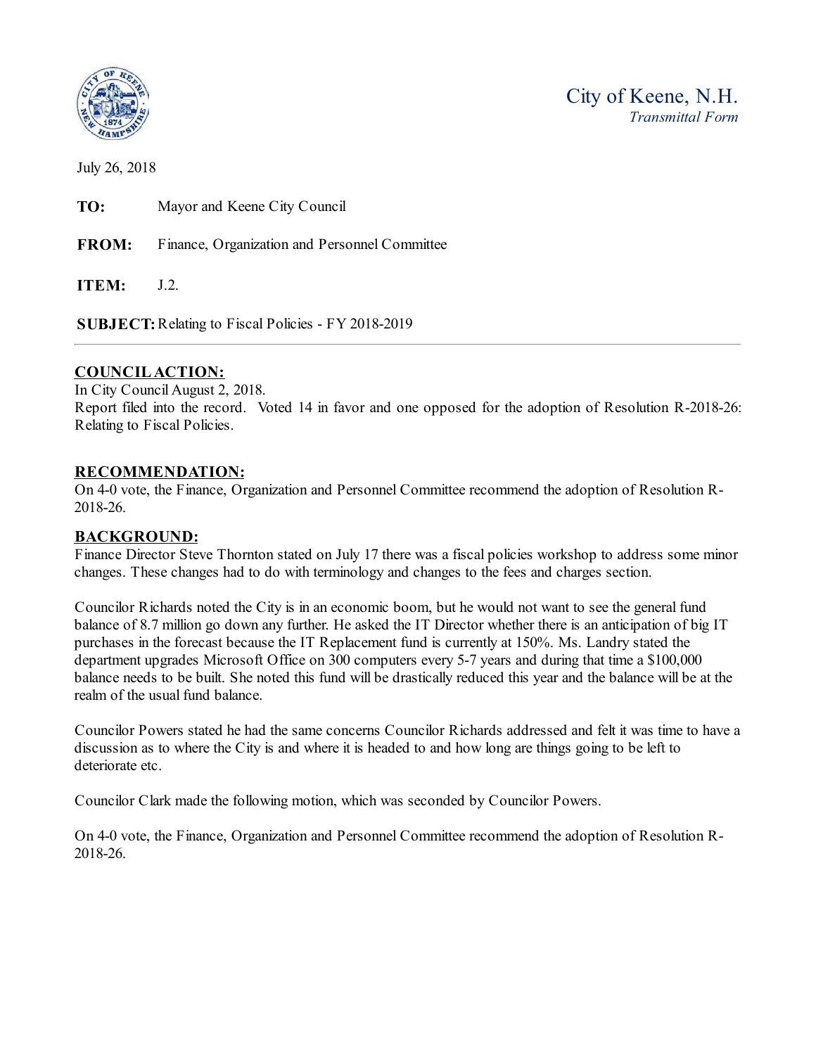City of Keene, N.H.
*Transmittal Form*

July 26, 2018

**TO:** Mayor and Keene City Council

**FROM:** Finance, Organization and Personnel Committee

**ITEM:** J.2.

**SUBJECT:** Relating to Fiscal Policies - FY 2018-2019

---

## COUNCIL ACTION:

In City Council August 2, 2018.
Report filed into the record. Voted 14 in favor and one opposed for the adoption of Resolution R-2018-26: Relating to Fiscal Policies.

## RECOMMENDATION:

On 4-0 vote, the Finance, Organization and Personnel Committee recommend the adoption of Resolution R-2018-26.

## BACKGROUND:

Finance Director Steve Thornton stated on July 17 there was a fiscal policies workshop to address some minor changes. These changes had to do with terminology and changes to the fees and charges section.

Councilor Richards noted the City is in an economic boom, but he would not want to see the general fund balance of 8.7 million go down any further. He asked the IT Director whether there is an anticipation of big IT purchases in the forecast because the IT Replacement fund is currently at 150%. Ms. Landry stated the department upgrades Microsoft Office on 300 computers every 5-7 years and during that time a $100,000 balance needs to be built. She noted this fund will be drastically reduced this year and the balance will be at the realm of the usual fund balance.

Councilor Powers stated he had the same concerns Councilor Richards addressed and felt it was time to have a discussion as to where the City is and where it is headed to and how long are things going to be left to deteriorate etc.

Councilor Clark made the following motion, which was seconded by Councilor Powers.

On 4-0 vote, the Finance, Organization and Personnel Committee recommend the adoption of Resolution R-2018-26.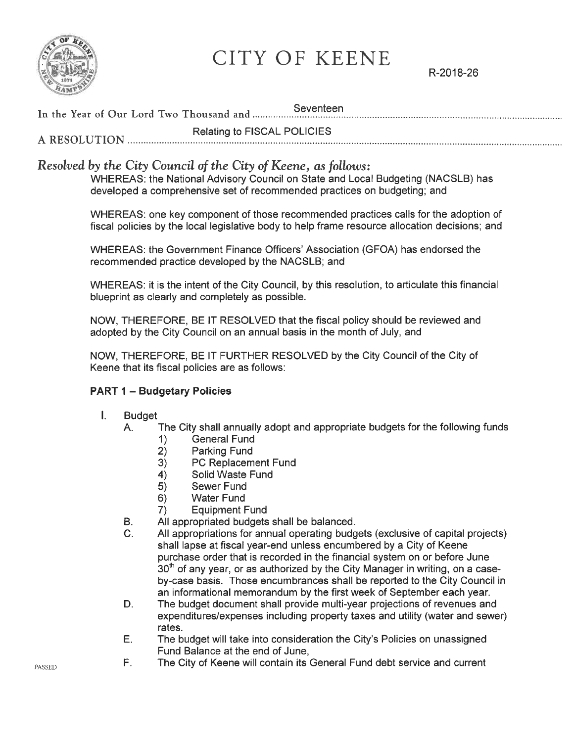# CITY OF KEENE

R-2018-26

In the Year of Our Lord Two Thousand and Seventeen

A RESOLUTION Relating to FISCAL POLICIES

*Resolved by the City Council of the City of Keene, as follows:*

WHEREAS: the National Advisory Council on State and Local Budgeting (NACSLB) has developed a comprehensive set of recommended practices on budgeting; and

WHEREAS: one key component of those recommended practices calls for the adoption of fiscal policies by the local legislative body to help frame resource allocation decisions; and

WHEREAS: the Government Finance Officers' Association (GFOA) has endorsed the recommended practice developed by the NACSLB; and

WHEREAS: it is the intent of the City Council, by this resolution, to articulate this financial blueprint as clearly and completely as possible.

NOW, THEREFORE, BE IT RESOLVED that the fiscal policy should be reviewed and adopted by the City Council on an annual basis in the month of July, and

NOW, THEREFORE, BE IT FURTHER RESOLVED by the City Council of the City of Keene that its fiscal policies are as follows:

**PART 1 – Budgetary Policies**

I. Budget
   A. The City shall annually adopt and appropriate budgets for the following funds
      1) General Fund
      2) Parking Fund
      3) PC Replacement Fund
      4) Solid Waste Fund
      5) Sewer Fund
      6) Water Fund
      7) Equipment Fund
   B. All appropriated budgets shall be balanced.
   C. All appropriations for annual operating budgets (exclusive of capital projects) shall lapse at fiscal year-end unless encumbered by a City of Keene purchase order that is recorded in the financial system on or before June 30th of any year, or as authorized by the City Manager in writing, on a case-by-case basis. Those encumbrances shall be reported to the City Council in an informational memorandum by the first week of September each year.
   D. The budget document shall provide multi-year projections of revenues and expenditures/expenses including property taxes and utility (water and sewer) rates.
   E. The budget will take into consideration the City's Policies on unassigned Fund Balance at the end of June,
   F. The City of Keene will contain its General Fund debt service and current

PASSED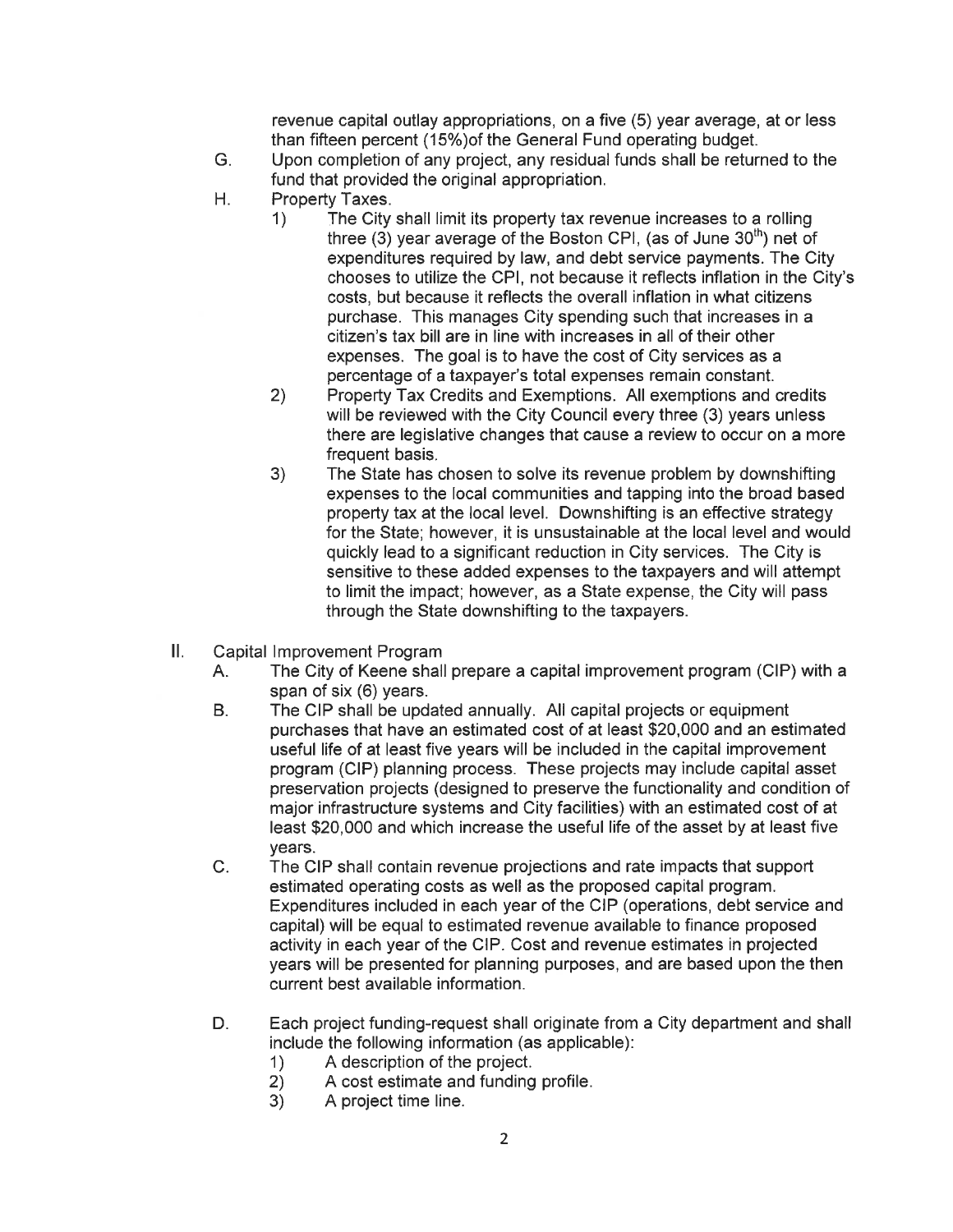revenue capital outlay appropriations, on a five (5) year average, at or less than fifteen percent (15%)of the General Fund operating budget.

G. Upon completion of any project, any residual funds shall be returned to the fund that provided the original appropriation.

H. Property Taxes.

1) The City shall limit its property tax revenue increases to a rolling three (3) year average of the Boston CPI, (as of June 30th) net of expenditures required by law, and debt service payments. The City chooses to utilize the CPI, not because it reflects inflation in the City's costs, but because it reflects the overall inflation in what citizens purchase. This manages City spending such that increases in a citizen's tax bill are in line with increases in all of their other expenses. The goal is to have the cost of City services as a percentage of a taxpayer's total expenses remain constant.

2) Property Tax Credits and Exemptions. All exemptions and credits will be reviewed with the City Council every three (3) years unless there are legislative changes that cause a review to occur on a more frequent basis.

3) The State has chosen to solve its revenue problem by downshifting expenses to the local communities and tapping into the broad based property tax at the local level. Downshifting is an effective strategy for the State; however, it is unsustainable at the local level and would quickly lead to a significant reduction in City services. The City is sensitive to these added expenses to the taxpayers and will attempt to limit the impact; however, as a State expense, the City will pass through the State downshifting to the taxpayers.

II. Capital Improvement Program

A. The City of Keene shall prepare a capital improvement program (CIP) with a span of six (6) years.

B. The CIP shall be updated annually. All capital projects or equipment purchases that have an estimated cost of at least $20,000 and an estimated useful life of at least five years will be included in the capital improvement program (CIP) planning process. These projects may include capital asset preservation projects (designed to preserve the functionality and condition of major infrastructure systems and City facilities) with an estimated cost of at least $20,000 and which increase the useful life of the asset by at least five years.

C. The CIP shall contain revenue projections and rate impacts that support estimated operating costs as well as the proposed capital program. Expenditures included in each year of the CIP (operations, debt service and capital) will be equal to estimated revenue available to finance proposed activity in each year of the CIP. Cost and revenue estimates in projected years will be presented for planning purposes, and are based upon the then current best available information.

D. Each project funding-request shall originate from a City department and shall include the following information (as applicable):

1) A description of the project.
2) A cost estimate and funding profile.
3) A project time line.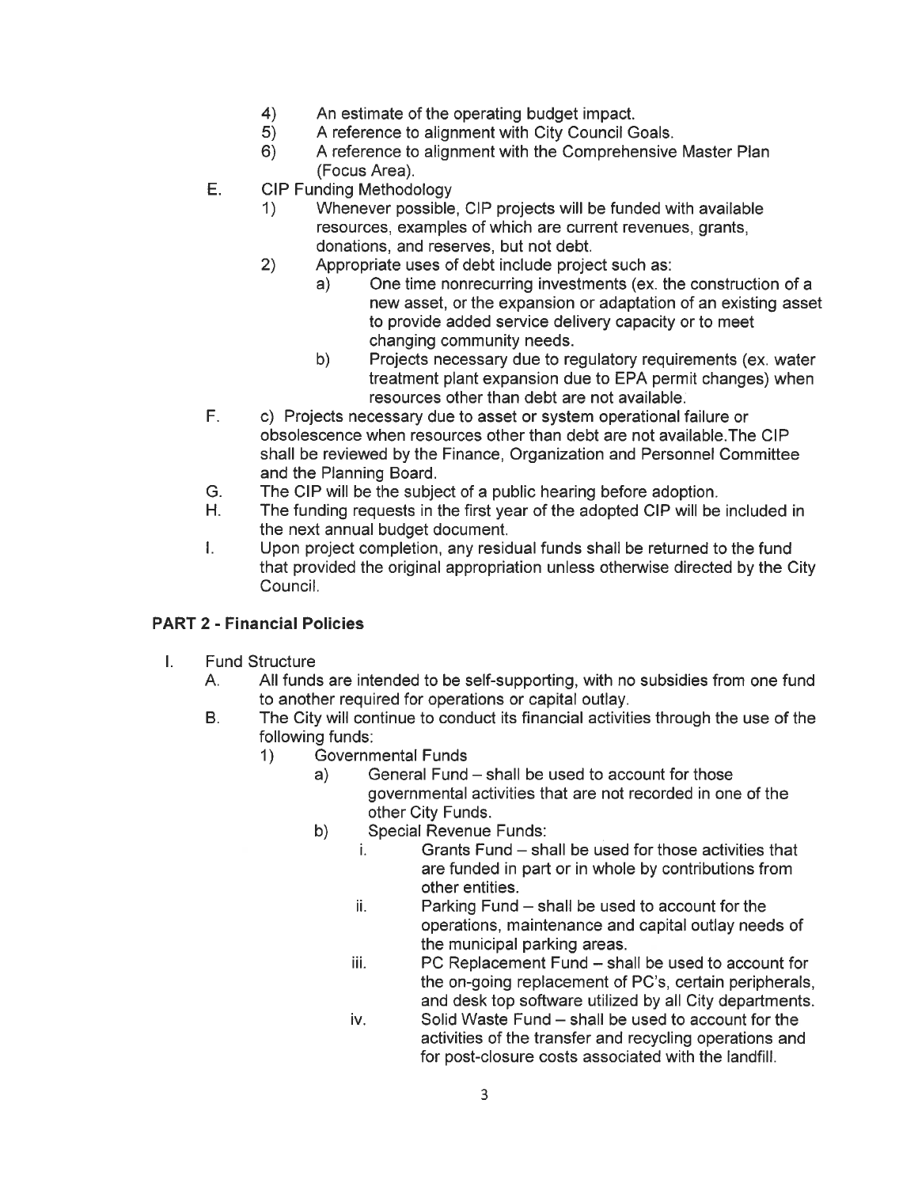4) An estimate of the operating budget impact.
5) A reference to alignment with City Council Goals.
6) A reference to alignment with the Comprehensive Master Plan (Focus Area).

E. CIP Funding Methodology
   1) Whenever possible, CIP projects will be funded with available resources, examples of which are current revenues, grants, donations, and reserves, but not debt.
   2) Appropriate uses of debt include project such as:
      a) One time nonrecurring investments (ex. the construction of a new asset, or the expansion or adaptation of an existing asset to provide added service delivery capacity or to meet changing community needs.
      b) Projects necessary due to regulatory requirements (ex. water treatment plant expansion due to EPA permit changes) when resources other than debt are not available.

F. c) Projects necessary due to asset or system operational failure or obsolescence when resources other than debt are not available.The CIP shall be reviewed by the Finance, Organization and Personnel Committee and the Planning Board.

G. The CIP will be the subject of a public hearing before adoption.

H. The funding requests in the first year of the adopted CIP will be included in the next annual budget document.

I. Upon project completion, any residual funds shall be returned to the fund that provided the original appropriation unless otherwise directed by the City Council.

## PART 2 - Financial Policies

I. Fund Structure
   A. All funds are intended to be self-supporting, with no subsidies from one fund to another required for operations or capital outlay.
   B. The City will continue to conduct its financial activities through the use of the following funds:
      1) Governmental Funds
         a) General Fund – shall be used to account for those governmental activities that are not recorded in one of the other City Funds.
         b) Special Revenue Funds:
            i. Grants Fund – shall be used for those activities that are funded in part or in whole by contributions from other entities.
            ii. Parking Fund – shall be used to account for the operations, maintenance and capital outlay needs of the municipal parking areas.
            iii. PC Replacement Fund – shall be used to account for the on-going replacement of PC's, certain peripherals, and desk top software utilized by all City departments.
            iv. Solid Waste Fund – shall be used to account for the activities of the transfer and recycling operations and for post-closure costs associated with the landfill.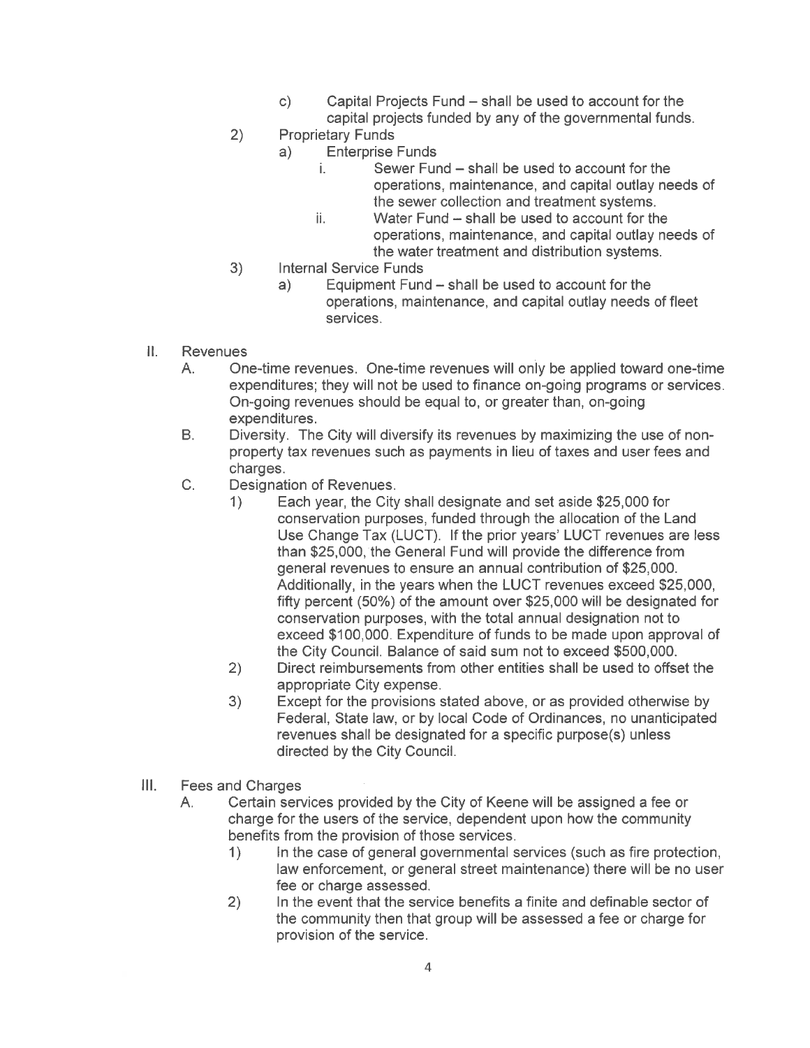- c) Capital Projects Fund – shall be used to account for the capital projects funded by any of the governmental funds.

2) Proprietary Funds
   - a) Enterprise Funds
     - i. Sewer Fund – shall be used to account for the operations, maintenance, and capital outlay needs of the sewer collection and treatment systems.
     - ii. Water Fund – shall be used to account for the operations, maintenance, and capital outlay needs of the water treatment and distribution systems.

3) Internal Service Funds
   - a) Equipment Fund – shall be used to account for the operations, maintenance, and capital outlay needs of fleet services.

## II. Revenues

A. One-time revenues. One-time revenues will only be applied toward one-time expenditures; they will not be used to finance on-going programs or services. On-going revenues should be equal to, or greater than, on-going expenditures.

B. Diversity. The City will diversify its revenues by maximizing the use of non-property tax revenues such as payments in lieu of taxes and user fees and charges.

C. Designation of Revenues.

1) Each year, the City shall designate and set aside $25,000 for conservation purposes, funded through the allocation of the Land Use Change Tax (LUCT). If the prior years' LUCT revenues are less than $25,000, the General Fund will provide the difference from general revenues to ensure an annual contribution of $25,000. Additionally, in the years when the LUCT revenues exceed $25,000, fifty percent (50%) of the amount over $25,000 will be designated for conservation purposes, with the total annual designation not to exceed $100,000. Expenditure of funds to be made upon approval of the City Council. Balance of said sum not to exceed $500,000.

2) Direct reimbursements from other entities shall be used to offset the appropriate City expense.

3) Except for the provisions stated above, or as provided otherwise by Federal, State law, or by local Code of Ordinances, no unanticipated revenues shall be designated for a specific purpose(s) unless directed by the City Council.

## III. Fees and Charges

A. Certain services provided by the City of Keene will be assigned a fee or charge for the users of the service, dependent upon how the community benefits from the provision of those services.

1) In the case of general governmental services (such as fire protection, law enforcement, or general street maintenance) there will be no user fee or charge assessed.

2) In the event that the service benefits a finite and definable sector of the community then that group will be assessed a fee or charge for provision of the service.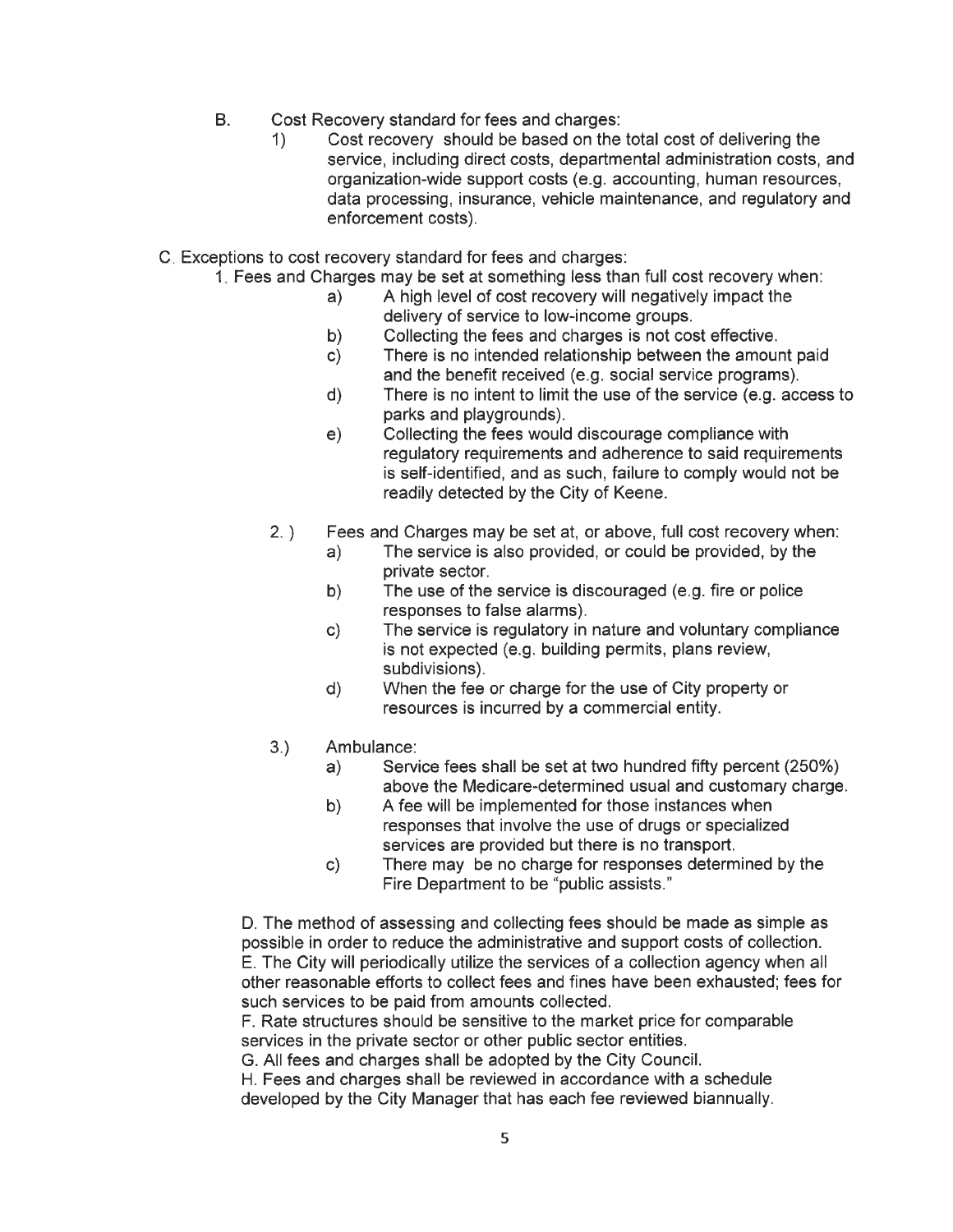B. Cost Recovery standard for fees and charges:

   1) Cost recovery should be based on the total cost of delivering the service, including direct costs, departmental administration costs, and organization-wide support costs (e.g. accounting, human resources, data processing, insurance, vehicle maintenance, and regulatory and enforcement costs).

C. Exceptions to cost recovery standard for fees and charges:

   1. Fees and Charges may be set at something less than full cost recovery when:

      a) A high level of cost recovery will negatively impact the delivery of service to low-income groups.

      b) Collecting the fees and charges is not cost effective.

      c) There is no intended relationship between the amount paid and the benefit received (e.g. social service programs).

      d) There is no intent to limit the use of the service (e.g. access to parks and playgrounds).

      e) Collecting the fees would discourage compliance with regulatory requirements and adherence to said requirements is self-identified, and as such, failure to comply would not be readily detected by the City of Keene.

   2.) Fees and Charges may be set at, or above, full cost recovery when:

      a) The service is also provided, or could be provided, by the private sector.

      b) The use of the service is discouraged (e.g. fire or police responses to false alarms).

      c) The service is regulatory in nature and voluntary compliance is not expected (e.g. building permits, plans review, subdivisions).

      d) When the fee or charge for the use of City property or resources is incurred by a commercial entity.

   3.) Ambulance:

      a) Service fees shall be set at two hundred fifty percent (250%) above the Medicare-determined usual and customary charge.

      b) A fee will be implemented for those instances when responses that involve the use of drugs or specialized services are provided but there is no transport.

      c) There may be no charge for responses determined by the Fire Department to be "public assists."

D. The method of assessing and collecting fees should be made as simple as possible in order to reduce the administrative and support costs of collection.

E. The City will periodically utilize the services of a collection agency when all other reasonable efforts to collect fees and fines have been exhausted; fees for such services to be paid from amounts collected.

F. Rate structures should be sensitive to the market price for comparable services in the private sector or other public sector entities.

G. All fees and charges shall be adopted by the City Council.

H. Fees and charges shall be reviewed in accordance with a schedule developed by the City Manager that has each fee reviewed biannually.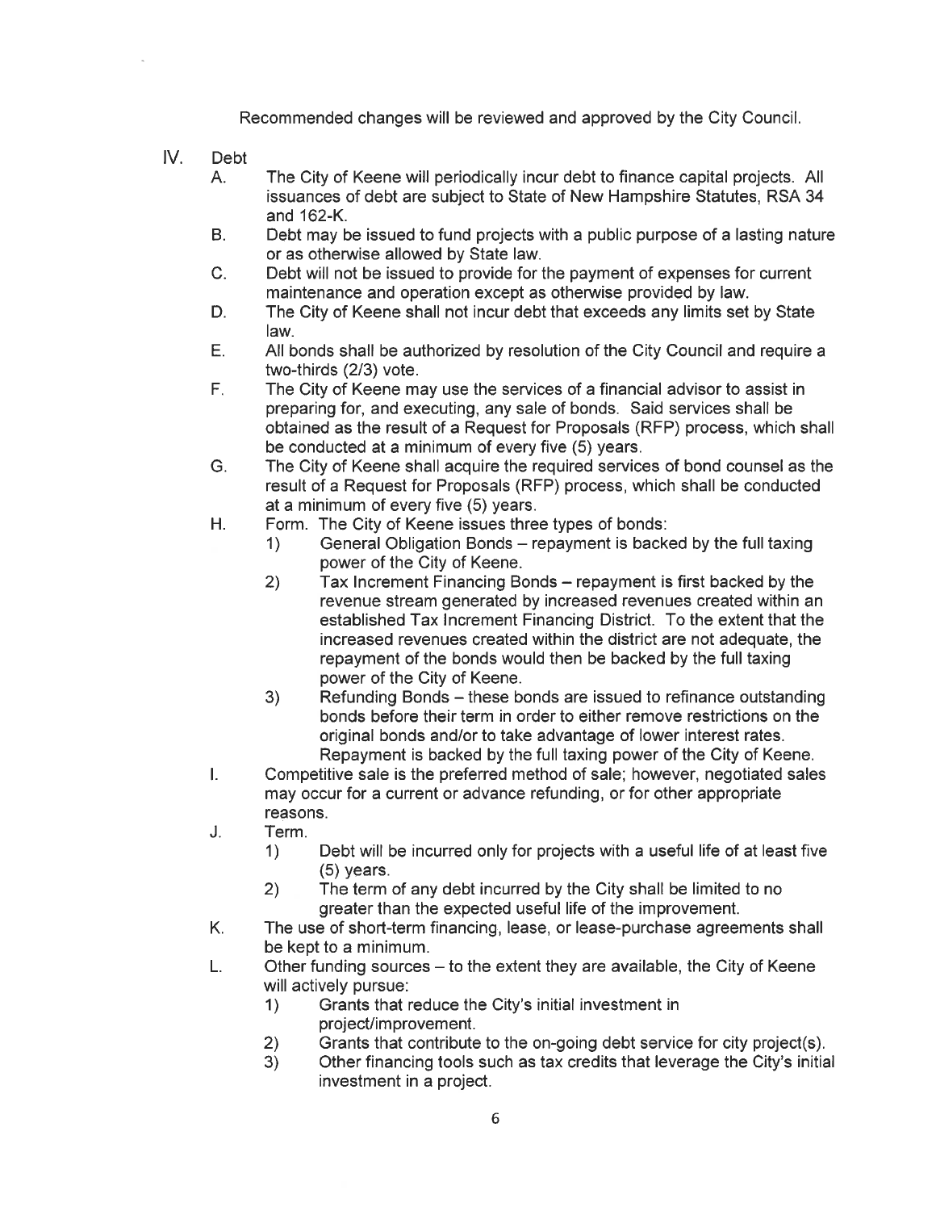Recommended changes will be reviewed and approved by the City Council.

IV. Debt

A. The City of Keene will periodically incur debt to finance capital projects. All issuances of debt are subject to State of New Hampshire Statutes, RSA 34 and 162-K.

B. Debt may be issued to fund projects with a public purpose of a lasting nature or as otherwise allowed by State law.

C. Debt will not be issued to provide for the payment of expenses for current maintenance and operation except as otherwise provided by law.

D. The City of Keene shall not incur debt that exceeds any limits set by State law.

E. All bonds shall be authorized by resolution of the City Council and require a two-thirds (2/3) vote.

F. The City of Keene may use the services of a financial advisor to assist in preparing for, and executing, any sale of bonds. Said services shall be obtained as the result of a Request for Proposals (RFP) process, which shall be conducted at a minimum of every five (5) years.

G. The City of Keene shall acquire the required services of bond counsel as the result of a Request for Proposals (RFP) process, which shall be conducted at a minimum of every five (5) years.

H. Form. The City of Keene issues three types of bonds:

   1) General Obligation Bonds – repayment is backed by the full taxing power of the City of Keene.

   2) Tax Increment Financing Bonds – repayment is first backed by the revenue stream generated by increased revenues created within an established Tax Increment Financing District. To the extent that the increased revenues created within the district are not adequate, the repayment of the bonds would then be backed by the full taxing power of the City of Keene.

   3) Refunding Bonds – these bonds are issued to refinance outstanding bonds before their term in order to either remove restrictions on the original bonds and/or to take advantage of lower interest rates. Repayment is backed by the full taxing power of the City of Keene.

I. Competitive sale is the preferred method of sale; however, negotiated sales may occur for a current or advance refunding, or for other appropriate reasons.

J. Term.

   1) Debt will be incurred only for projects with a useful life of at least five (5) years.

   2) The term of any debt incurred by the City shall be limited to no greater than the expected useful life of the improvement.

K. The use of short-term financing, lease, or lease-purchase agreements shall be kept to a minimum.

L. Other funding sources – to the extent they are available, the City of Keene will actively pursue:

   1) Grants that reduce the City's initial investment in project/improvement.

   2) Grants that contribute to the on-going debt service for city project(s).

   3) Other financing tools such as tax credits that leverage the City's initial investment in a project.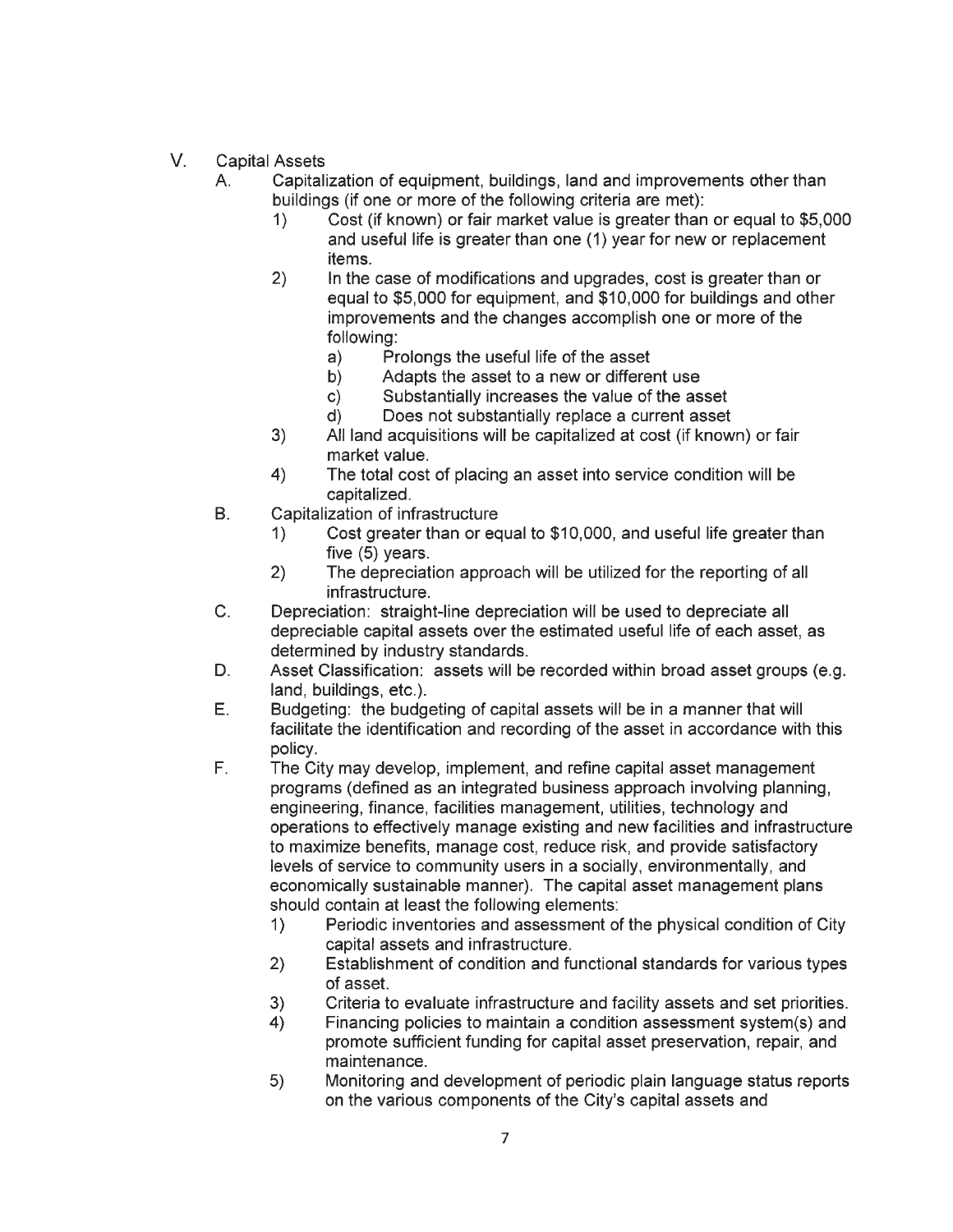## V. Capital Assets

A. Capitalization of equipment, buildings, land and improvements other than buildings (if one or more of the following criteria are met):

1) Cost (if known) or fair market value is greater than or equal to $5,000 and useful life is greater than one (1) year for new or replacement items.
2) In the case of modifications and upgrades, cost is greater than or equal to $5,000 for equipment, and $10,000 for buildings and other improvements and the changes accomplish one or more of the following:
   a) Prolongs the useful life of the asset
   b) Adapts the asset to a new or different use
   c) Substantially increases the value of the asset
   d) Does not substantially replace a current asset
3) All land acquisitions will be capitalized at cost (if known) or fair market value.
4) The total cost of placing an asset into service condition will be capitalized.

B. Capitalization of infrastructure

1) Cost greater than or equal to $10,000, and useful life greater than five (5) years.
2) The depreciation approach will be utilized for the reporting of all infrastructure.

C. Depreciation: straight-line depreciation will be used to depreciate all depreciable capital assets over the estimated useful life of each asset, as determined by industry standards.

D. Asset Classification: assets will be recorded within broad asset groups (e.g. land, buildings, etc.).

E. Budgeting: the budgeting of capital assets will be in a manner that will facilitate the identification and recording of the asset in accordance with this policy.

F. The City may develop, implement, and refine capital asset management programs (defined as an integrated business approach involving planning, engineering, finance, facilities management, utilities, technology and operations to effectively manage existing and new facilities and infrastructure to maximize benefits, manage cost, reduce risk, and provide satisfactory levels of service to community users in a socially, environmentally, and economically sustainable manner). The capital asset management plans should contain at least the following elements:

1) Periodic inventories and assessment of the physical condition of City capital assets and infrastructure.
2) Establishment of condition and functional standards for various types of asset.
3) Criteria to evaluate infrastructure and facility assets and set priorities.
4) Financing policies to maintain a condition assessment system(s) and promote sufficient funding for capital asset preservation, repair, and maintenance.
5) Monitoring and development of periodic plain language status reports on the various components of the City's capital assets and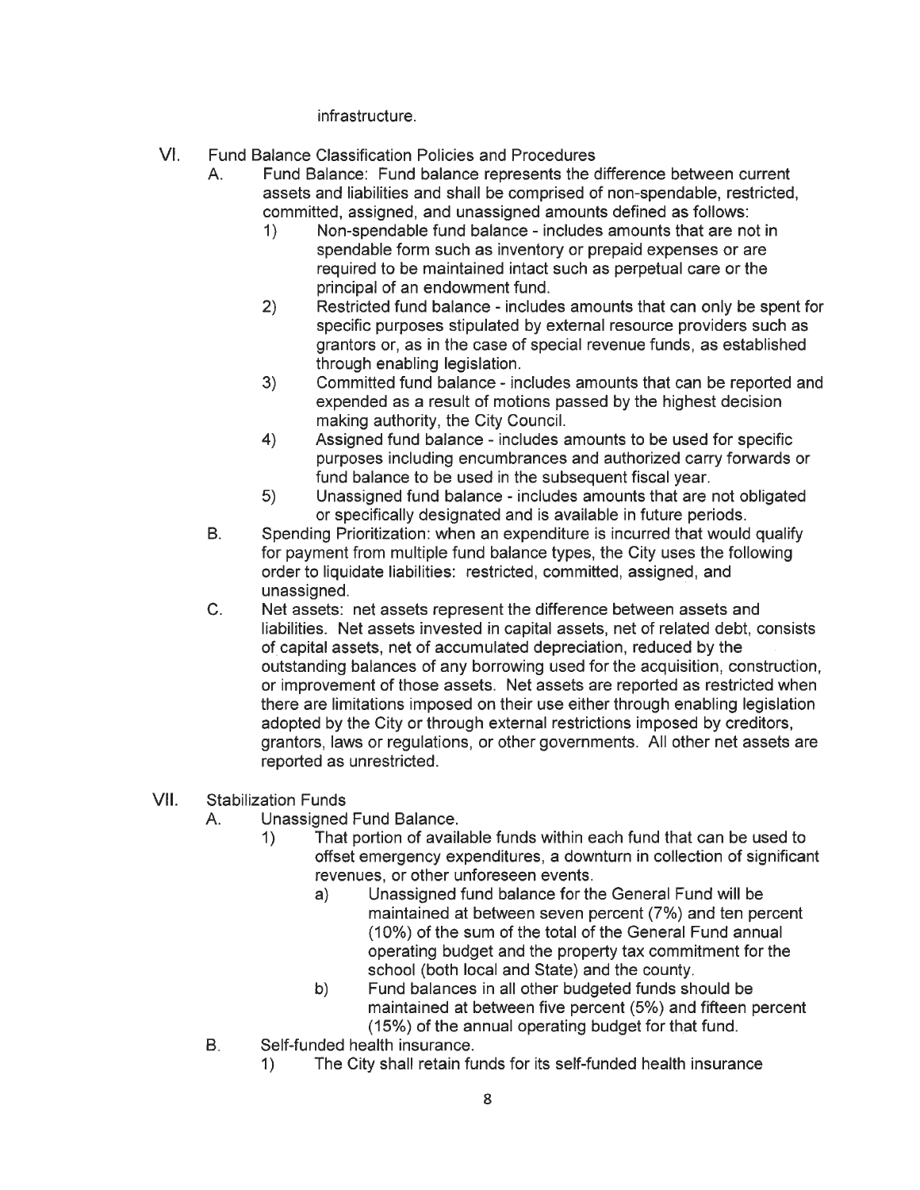infrastructure.

VI. Fund Balance Classification Policies and Procedures

   A. Fund Balance: Fund balance represents the difference between current assets and liabilities and shall be comprised of non-spendable, restricted, committed, assigned, and unassigned amounts defined as follows:

      1) Non-spendable fund balance - includes amounts that are not in spendable form such as inventory or prepaid expenses or are required to be maintained intact such as perpetual care or the principal of an endowment fund.

      2) Restricted fund balance - includes amounts that can only be spent for specific purposes stipulated by external resource providers such as grantors or, as in the case of special revenue funds, as established through enabling legislation.

      3) Committed fund balance - includes amounts that can be reported and expended as a result of motions passed by the highest decision making authority, the City Council.

      4) Assigned fund balance - includes amounts to be used for specific purposes including encumbrances and authorized carry forwards or fund balance to be used in the subsequent fiscal year.

      5) Unassigned fund balance - includes amounts that are not obligated or specifically designated and is available in future periods.

   B. Spending Prioritization: when an expenditure is incurred that would qualify for payment from multiple fund balance types, the City uses the following order to liquidate liabilities: restricted, committed, assigned, and unassigned.

   C. Net assets: net assets represent the difference between assets and liabilities. Net assets invested in capital assets, net of related debt, consists of capital assets, net of accumulated depreciation, reduced by the outstanding balances of any borrowing used for the acquisition, construction, or improvement of those assets. Net assets are reported as restricted when there are limitations imposed on their use either through enabling legislation adopted by the City or through external restrictions imposed by creditors, grantors, laws or regulations, or other governments. All other net assets are reported as unrestricted.

VII. Stabilization Funds

   A. Unassigned Fund Balance.

      1) That portion of available funds within each fund that can be used to offset emergency expenditures, a downturn in collection of significant revenues, or other unforeseen events.

         a) Unassigned fund balance for the General Fund will be maintained at between seven percent (7%) and ten percent (10%) of the sum of the total of the General Fund annual operating budget and the property tax commitment for the school (both local and State) and the county.

         b) Fund balances in all other budgeted funds should be maintained at between five percent (5%) and fifteen percent (15%) of the annual operating budget for that fund.

   B. Self-funded health insurance.

      1) The City shall retain funds for its self-funded health insurance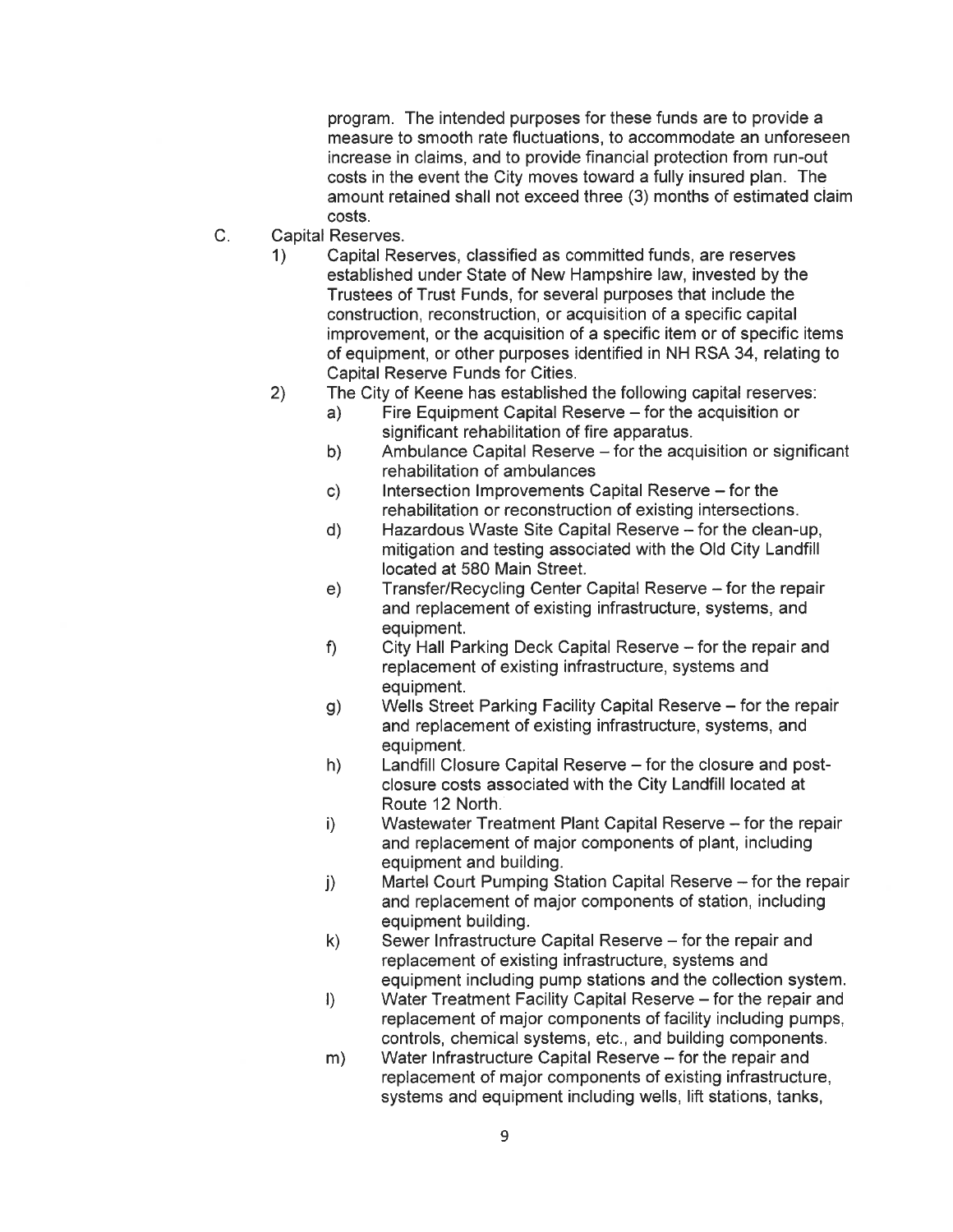program. The intended purposes for these funds are to provide a measure to smooth rate fluctuations, to accommodate an unforeseen increase in claims, and to provide financial protection from run-out costs in the event the City moves toward a fully insured plan. The amount retained shall not exceed three (3) months of estimated claim costs.

C. Capital Reserves.

1) Capital Reserves, classified as committed funds, are reserves established under State of New Hampshire law, invested by the Trustees of Trust Funds, for several purposes that include the construction, reconstruction, or acquisition of a specific capital improvement, or the acquisition of a specific item or of specific items of equipment, or other purposes identified in NH RSA 34, relating to Capital Reserve Funds for Cities.

2) The City of Keene has established the following capital reserves:

a) Fire Equipment Capital Reserve – for the acquisition or significant rehabilitation of fire apparatus.

b) Ambulance Capital Reserve – for the acquisition or significant rehabilitation of ambulances

c) Intersection Improvements Capital Reserve – for the rehabilitation or reconstruction of existing intersections.

d) Hazardous Waste Site Capital Reserve – for the clean-up, mitigation and testing associated with the Old City Landfill located at 580 Main Street.

e) Transfer/Recycling Center Capital Reserve – for the repair and replacement of existing infrastructure, systems, and equipment.

f) City Hall Parking Deck Capital Reserve – for the repair and replacement of existing infrastructure, systems and equipment.

g) Wells Street Parking Facility Capital Reserve – for the repair and replacement of existing infrastructure, systems, and equipment.

h) Landfill Closure Capital Reserve – for the closure and post-closure costs associated with the City Landfill located at Route 12 North.

i) Wastewater Treatment Plant Capital Reserve – for the repair and replacement of major components of plant, including equipment and building.

j) Martel Court Pumping Station Capital Reserve – for the repair and replacement of major components of station, including equipment building.

k) Sewer Infrastructure Capital Reserve – for the repair and replacement of existing infrastructure, systems and equipment including pump stations and the collection system.

l) Water Treatment Facility Capital Reserve – for the repair and replacement of major components of facility including pumps, controls, chemical systems, etc., and building components.

m) Water Infrastructure Capital Reserve – for the repair and replacement of major components of existing infrastructure, systems and equipment including wells, lift stations, tanks,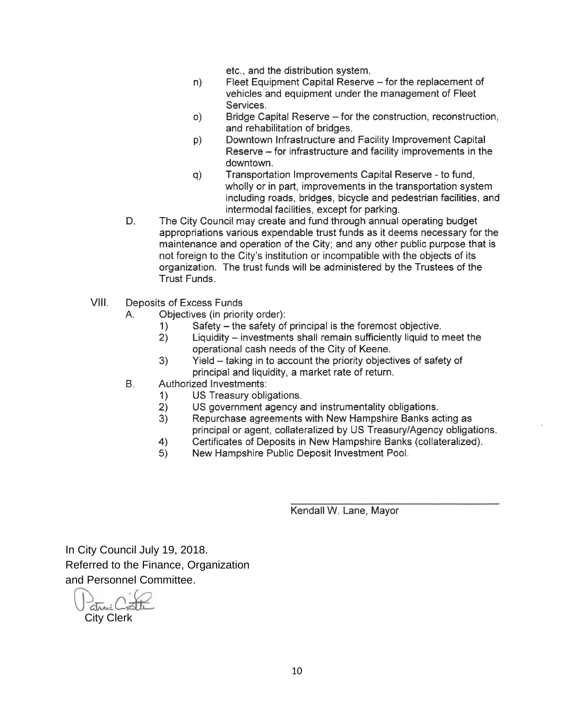etc., and the distribution system.

n) Fleet Equipment Capital Reserve – for the replacement of vehicles and equipment under the management of Fleet Services.

o) Bridge Capital Reserve – for the construction, reconstruction, and rehabilitation of bridges.

p) Downtown Infrastructure and Facility Improvement Capital Reserve – for infrastructure and facility improvements in the downtown.

q) Transportation Improvements Capital Reserve - to fund, wholly or in part, improvements in the transportation system including roads, bridges, bicycle and pedestrian facilities, and intermodal facilities, except for parking.

D. The City Council may create and fund through annual operating budget appropriations various expendable trust funds as it deems necessary for the maintenance and operation of the City; and any other public purpose that is not foreign to the City's institution or incompatible with the objects of its organization. The trust funds will be administered by the Trustees of the Trust Funds.

VIII. Deposits of Excess Funds

A. Objectives (in priority order):

1) Safety – the safety of principal is the foremost objective.
2) Liquidity – investments shall remain sufficiently liquid to meet the operational cash needs of the City of Keene.
3) Yield – taking in to account the priority objectives of safety of principal and liquidity, a market rate of return.

B. Authorized Investments:

1) US Treasury obligations.
2) US government agency and instrumentality obligations.
3) Repurchase agreements with New Hampshire Banks acting as principal or agent, collateralized by US Treasury/Agency obligations.
4) Certificates of Deposits in New Hampshire Banks (collateralized).
5) New Hampshire Public Deposit Investment Pool.

Kendall W. Lane, Mayor

In City Council July 19, 2018.
Referred to the Finance, Organization and Personnel Committee.

City Clerk